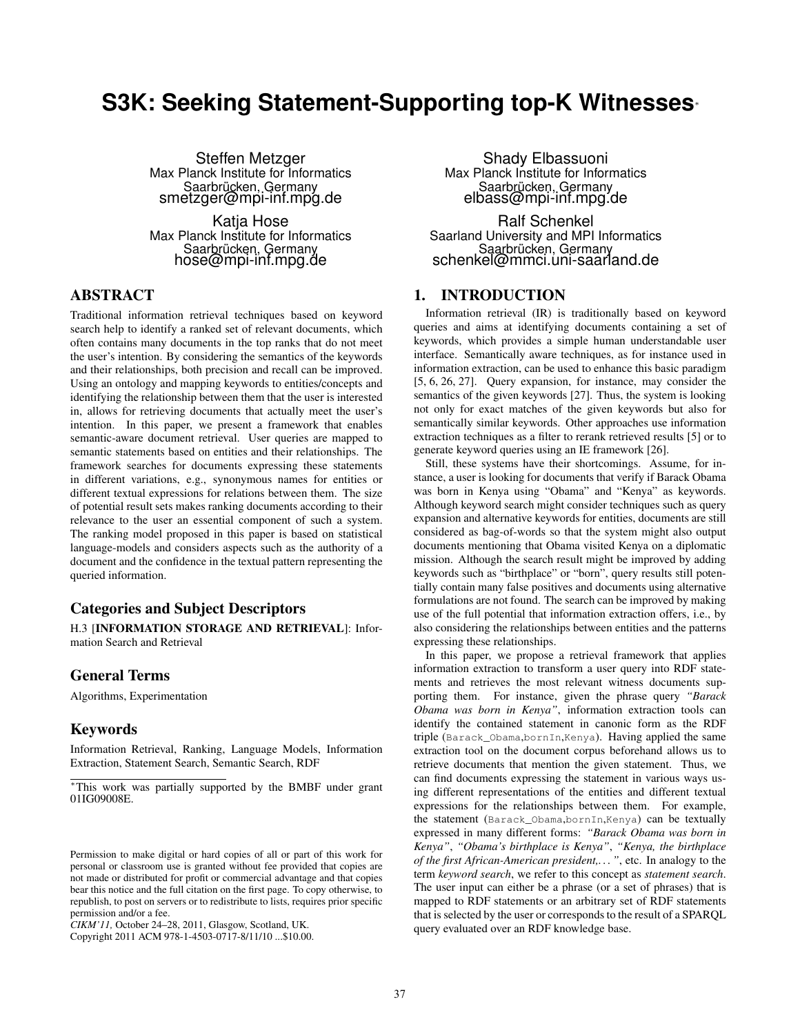# S3K: Seeking Statement-Supporting top-K Witnesses[*]

Steffen Metzger
Max Planck Institute for Informatics
Saarbrücken, Germany
smetzger@mpi-inf.mpg.de

Shady Elbassuoni
Max Planck Institute for Informatics
Saarbrücken, Germany
elbass@mpi-inf.mpg.de

Katja Hose
Max Planck Institute for Informatics
Saarbrücken, Germany
hose@mpi-inf.mpg.de

Ralf Schenkel
Saarland University and MPI Informatics
Saarbrücken, Germany
schenkel@mmci.uni-saarland.de

## ABSTRACT

Traditional information retrieval techniques based on keyword search help to identify a ranked set of relevant documents, which often contains many documents in the top ranks that do not meet the user's intention. By considering the semantics of the keywords and their relationships, both precision and recall can be improved. Using an ontology and mapping keywords to entities/concepts and identifying the relationship between them that the user is interested in, allows for retrieving documents that actually meet the user's intention. In this paper, we present a framework that enables semantic-aware document retrieval. User queries are mapped to semantic statements based on entities and their relationships. The framework searches for documents expressing these statements in different variations, e.g., synonymous names for entities or different textual expressions for relations between them. The size of potential result sets makes ranking documents according to their relevance to the user an essential component of such a system. The ranking model proposed in this paper is based on statistical language-models and considers aspects such as the authority of a document and the confidence in the textual pattern representing the queried information.

### Categories and Subject Descriptors

H.3 [**INFORMATION STORAGE AND RETRIEVAL**]: Information Search and Retrieval

### General Terms

Algorithms, Experimentation

### Keywords

Information Retrieval, Ranking, Language Models, Information Extraction, Statement Search, Semantic Search, RDF

[*]This work was partially supported by the BMBF under grant 01IG09008E.

Permission to make digital or hard copies of all or part of this work for personal or classroom use is granted without fee provided that copies are not made or distributed for profit or commercial advantage and that copies bear this notice and the full citation on the first page. To copy otherwise, to republish, to post on servers or to redistribute to lists, requires prior specific permission and/or a fee.
*CIKM'11,* October 24–28, 2011, Glasgow, Scotland, UK.
Copyright 2011 ACM 978-1-4503-0717-8/11/10 ...$10.00.

## 1. INTRODUCTION

Information retrieval (IR) is traditionally based on keyword queries and aims at identifying documents containing a set of keywords, which provides a simple human understandable user interface. Semantically aware techniques, as for instance used in information extraction, can be used to enhance this basic paradigm [5, 6, 26, 27]. Query expansion, for instance, may consider the semantics of the given keywords [27]. Thus, the system is looking not only for exact matches of the given keywords but also for semantically similar keywords. Other approaches use information extraction techniques as a filter to rerank retrieved results [5] or to generate keyword queries using an IE framework [26].

Still, these systems have their shortcomings. Assume, for instance, a user is looking for documents that verify if Barack Obama was born in Kenya using "Obama" and "Kenya" as keywords. Although keyword search might consider techniques such as query expansion and alternative keywords for entities, documents are still considered as bag-of-words so that the system might also output documents mentioning that Obama visited Kenya on a diplomatic mission. Although the search result might be improved by adding keywords such as "birthplace" or "born", query results still potentially contain many false positives and documents using alternative formulations are not found. The search can be improved by making use of the full potential that information extraction offers, i.e., by also considering the relationships between entities and the patterns expressing these relationships.

In this paper, we propose a retrieval framework that applies information extraction to transform a user query into RDF statements and retrieves the most relevant witness documents supporting them. For instance, given the phrase query *"Barack Obama was born in Kenya"*, information extraction tools can identify the contained statement in canonic form as the RDF triple (`Barack_Obama`,`bornIn`,`Kenya`). Having applied the same extraction tool on the document corpus beforehand allows us to retrieve documents that mention the given statement. Thus, we can find documents expressing the statement in various ways using different representations of the entities and different textual expressions for the relationships between them. For example, the statement (`Barack_Obama`,`bornIn`,`Kenya`) can be textually expressed in many different forms: *"Barack Obama was born in Kenya"*, *"Obama's birthplace is Kenya"*, *"Kenya, the birthplace of the first African-American president,..."*, etc. In analogy to the term *keyword search*, we refer to this concept as *statement search*. The user input can either be a phrase (or a set of phrases) that is mapped to RDF statements or an arbitrary set of RDF statements that is selected by the user or corresponds to the result of a SPARQL query evaluated over an RDF knowledge base.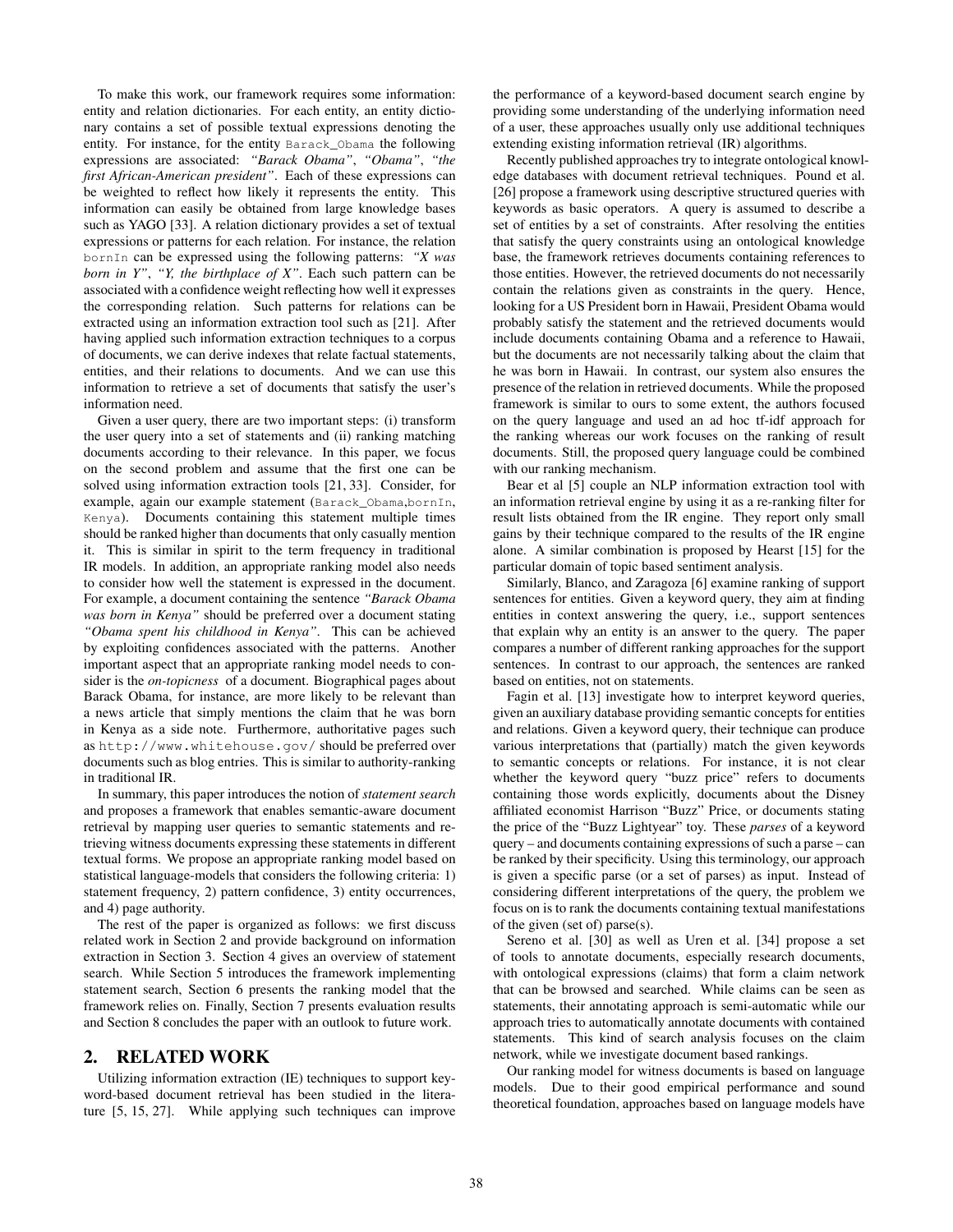To make this work, our framework requires some information: entity and relation dictionaries. For each entity, an entity dictionary contains a set of possible textual expressions denoting the entity. For instance, for the entity `Barack_Obama` the following expressions are associated: *"Barack Obama"*, *"Obama"*, *"the first African-American president"*. Each of these expressions can be weighted to reflect how likely it represents the entity. This information can easily be obtained from large knowledge bases such as YAGO [33]. A relation dictionary provides a set of textual expressions or patterns for each relation. For instance, the relation `bornIn` can be expressed using the following patterns: *"X was born in Y"*, *"Y, the birthplace of X"*. Each such pattern can be associated with a confidence weight reflecting how well it expresses the corresponding relation. Such patterns for relations can be extracted using an information extraction tool such as [21]. After having applied such information extraction techniques to a corpus of documents, we can derive indexes that relate factual statements, entities, and their relations to documents. And we can use this information to retrieve a set of documents that satisfy the user's information need.

Given a user query, there are two important steps: (i) transform the user query into a set of statements and (ii) ranking matching documents according to their relevance. In this paper, we focus on the second problem and assume that the first one can be solved using information extraction tools [21, 33]. Consider, for example, again our example statement (`Barack_Obama`,`bornIn`, `Kenya`). Documents containing this statement multiple times should be ranked higher than documents that only casually mention it. This is similar in spirit to the term frequency in traditional IR models. In addition, an appropriate ranking model also needs to consider how well the statement is expressed in the document. For example, a document containing the sentence *"Barack Obama was born in Kenya"* should be preferred over a document stating *"Obama spent his childhood in Kenya"*. This can be achieved by exploiting confidences associated with the patterns. Another important aspect that an appropriate ranking model needs to consider is the *on-topicness* of a document. Biographical pages about Barack Obama, for instance, are more likely to be relevant than a news article that simply mentions the claim that he was born in Kenya as a side note. Furthermore, authoritative pages such as `http://www.whitehouse.gov/` should be preferred over documents such as blog entries. This is similar to authority-ranking in traditional IR.

In summary, this paper introduces the notion of *statement search* and proposes a framework that enables semantic-aware document retrieval by mapping user queries to semantic statements and retrieving witness documents expressing these statements in different textual forms. We propose an appropriate ranking model based on statistical language-models that considers the following criteria: 1) statement frequency, 2) pattern confidence, 3) entity occurrences, and 4) page authority.

The rest of the paper is organized as follows: we first discuss related work in Section 2 and provide background on information extraction in Section 3. Section 4 gives an overview of statement search. While Section 5 introduces the framework implementing statement search, Section 6 presents the ranking model that the framework relies on. Finally, Section 7 presents evaluation results and Section 8 concludes the paper with an outlook to future work.

## 2. RELATED WORK

Utilizing information extraction (IE) techniques to support keyword-based document retrieval has been studied in the literature [5, 15, 27]. While applying such techniques can improve the performance of a keyword-based document search engine by providing some understanding of the underlying information need of a user, these approaches usually only use additional techniques extending existing information retrieval (IR) algorithms.

Recently published approaches try to integrate ontological knowledge databases with document retrieval techniques. Pound et al. [26] propose a framework using descriptive structured queries with keywords as basic operators. A query is assumed to describe a set of entities by a set of constraints. After resolving the entities that satisfy the query constraints using an ontological knowledge base, the framework retrieves documents containing references to those entities. However, the retrieved documents do not necessarily contain the relations given as constraints in the query. Hence, looking for a US President born in Hawaii, President Obama would probably satisfy the statement and the retrieved documents would include documents containing Obama and a reference to Hawaii, but the documents are not necessarily talking about the claim that he was born in Hawaii. In contrast, our system also ensures the presence of the relation in retrieved documents. While the proposed framework is similar to ours to some extent, the authors focused on the query language and used an ad hoc tf-idf approach for the ranking whereas our work focuses on the ranking of result documents. Still, the proposed query language could be combined with our ranking mechanism.

Bear et al [5] couple an NLP information extraction tool with an information retrieval engine by using it as a re-ranking filter for result lists obtained from the IR engine. They report only small gains by their technique compared to the results of the IR engine alone. A similar combination is proposed by Hearst [15] for the particular domain of topic based sentiment analysis.

Similarly, Blanco, and Zaragoza [6] examine ranking of support sentences for entities. Given a keyword query, they aim at finding entities in context answering the query, i.e., support sentences that explain why an entity is an answer to the query. The paper compares a number of different ranking approaches for the support sentences. In contrast to our approach, the sentences are ranked based on entities, not on statements.

Fagin et al. [13] investigate how to interpret keyword queries, given an auxiliary database providing semantic concepts for entities and relations. Given a keyword query, their technique can produce various interpretations that (partially) match the given keywords to semantic concepts or relations. For instance, it is not clear whether the keyword query "buzz price" refers to documents containing those words explicitly, documents about the Disney affiliated economist Harrison "Buzz" Price, or documents stating the price of the "Buzz Lightyear" toy. These *parses* of a keyword query – and documents containing expressions of such a parse – can be ranked by their specificity. Using this terminology, our approach is given a specific parse (or a set of parses) as input. Instead of considering different interpretations of the query, the problem we focus on is to rank the documents containing textual manifestations of the given (set of) parse(s).

Sereno et al. [30] as well as Uren et al. [34] propose a set of tools to annotate documents, especially research documents, with ontological expressions (claims) that form a claim network that can be browsed and searched. While claims can be seen as statements, their annotating approach is semi-automatic while our approach tries to automatically annotate documents with contained statements. This kind of search analysis focuses on the claim network, while we investigate document based rankings.

Our ranking model for witness documents is based on language models. Due to their good empirical performance and sound theoretical foundation, approaches based on language models have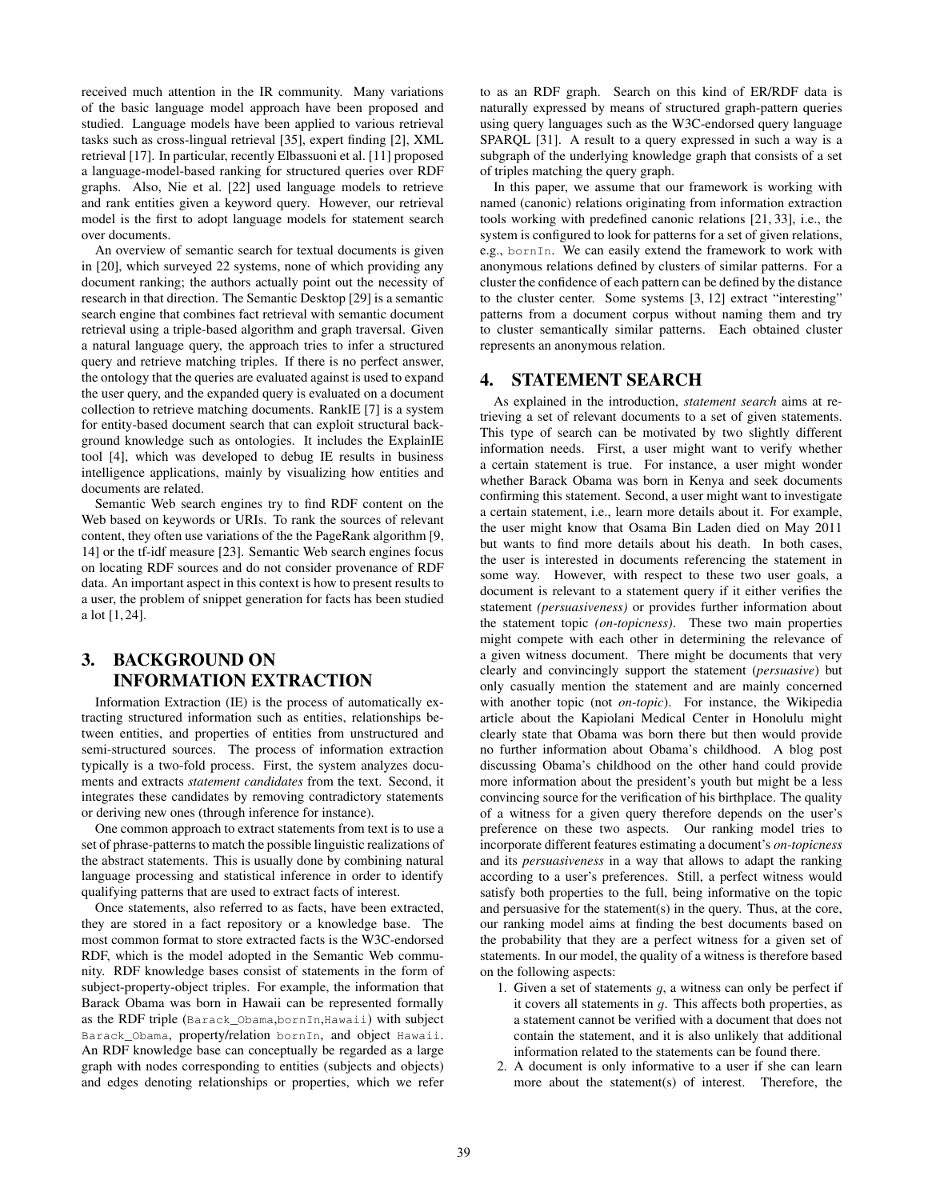received much attention in the IR community. Many variations of the basic language model approach have been proposed and studied. Language models have been applied to various retrieval tasks such as cross-lingual retrieval [35], expert finding [2], XML retrieval [17]. In particular, recently Elbassuoni et al. [11] proposed a language-model-based ranking for structured queries over RDF graphs. Also, Nie et al. [22] used language models to retrieve and rank entities given a keyword query. However, our retrieval model is the first to adopt language models for statement search over documents.

An overview of semantic search for textual documents is given in [20], which surveyed 22 systems, none of which providing any document ranking; the authors actually point out the necessity of research in that direction. The Semantic Desktop [29] is a semantic search engine that combines fact retrieval with semantic document retrieval using a triple-based algorithm and graph traversal. Given a natural language query, the approach tries to infer a structured query and retrieve matching triples. If there is no perfect answer, the ontology that the queries are evaluated against is used to expand the user query, and the expanded query is evaluated on a document collection to retrieve matching documents. RankIE [7] is a system for entity-based document search that can exploit structural background knowledge such as ontologies. It includes the ExplainIE tool [4], which was developed to debug IE results in business intelligence applications, mainly by visualizing how entities and documents are related.

Semantic Web search engines try to find RDF content on the Web based on keywords or URIs. To rank the sources of relevant content, they often use variations of the the PageRank algorithm [9, 14] or the tf-idf measure [23]. Semantic Web search engines focus on locating RDF sources and do not consider provenance of RDF data. An important aspect in this context is how to present results to a user, the problem of snippet generation for facts has been studied a lot [1, 24].

# 3. BACKGROUND ON INFORMATION EXTRACTION

Information Extraction (IE) is the process of automatically extracting structured information such as entities, relationships between entities, and properties of entities from unstructured and semi-structured sources. The process of information extraction typically is a two-fold process. First, the system analyzes documents and extracts *statement candidates* from the text. Second, it integrates these candidates by removing contradictory statements or deriving new ones (through inference for instance).

One common approach to extract statements from text is to use a set of phrase-patterns to match the possible linguistic realizations of the abstract statements. This is usually done by combining natural language processing and statistical inference in order to identify qualifying patterns that are used to extract facts of interest.

Once statements, also referred to as facts, have been extracted, they are stored in a fact repository or a knowledge base. The most common format to store extracted facts is the W3C-endorsed RDF, which is the model adopted in the Semantic Web community. RDF knowledge bases consist of statements in the form of subject-property-object triples. For example, the information that Barack Obama was born in Hawaii can be represented formally as the RDF triple (`Barack_Obama`,`bornIn`,`Hawaii`) with subject `Barack_Obama`, property/relation `bornIn`, and object `Hawaii`. An RDF knowledge base can conceptually be regarded as a large graph with nodes corresponding to entities (subjects and objects) and edges denoting relationships or properties, which we refer to as an RDF graph. Search on this kind of ER/RDF data is naturally expressed by means of structured graph-pattern queries using query languages such as the W3C-endorsed query language SPARQL [31]. A result to a query expressed in such a way is a subgraph of the underlying knowledge graph that consists of a set of triples matching the query graph.

In this paper, we assume that our framework is working with named (canonic) relations originating from information extraction tools working with predefined canonic relations [21, 33], i.e., the system is configured to look for patterns for a set of given relations, e.g., `bornIn`. We can easily extend the framework to work with anonymous relations defined by clusters of similar patterns. For a cluster the confidence of each pattern can be defined by the distance to the cluster center. Some systems [3, 12] extract "interesting" patterns from a document corpus without naming them and try to cluster semantically similar patterns. Each obtained cluster represents an anonymous relation.

# 4. STATEMENT SEARCH

As explained in the introduction, *statement search* aims at retrieving a set of relevant documents to a set of given statements. This type of search can be motivated by two slightly different information needs. First, a user might want to verify whether a certain statement is true. For instance, a user might wonder whether Barack Obama was born in Kenya and seek documents confirming this statement. Second, a user might want to investigate a certain statement, i.e., learn more details about it. For example, the user might know that Osama Bin Laden died on May 2011 but wants to find more details about his death. In both cases, the user is interested in documents referencing the statement in some way. However, with respect to these two user goals, a document is relevant to a statement query if it either verifies the statement *(persuasiveness)* or provides further information about the statement topic *(on-topicness)*. These two main properties might compete with each other in determining the relevance of a given witness document. There might be documents that very clearly and convincingly support the statement (*persuasive*) but only casually mention the statement and are mainly concerned with another topic (not *on-topic*). For instance, the Wikipedia article about the Kapiolani Medical Center in Honolulu might clearly state that Obama was born there but then would provide no further information about Obama's childhood. A blog post discussing Obama's childhood on the other hand could provide more information about the president's youth but might be a less convincing source for the verification of his birthplace. The quality of a witness for a given query therefore depends on the user's preference on these two aspects. Our ranking model tries to incorporate different features estimating a document's *on-topicness* and its *persuasiveness* in a way that allows to adapt the ranking according to a user's preferences. Still, a perfect witness would satisfy both properties to the full, being informative on the topic and persuasive for the statement(s) in the query. Thus, at the core, our ranking model aims at finding the best documents based on the probability that they are a perfect witness for a given set of statements. In our model, the quality of a witness is therefore based on the following aspects:

1. Given a set of statements $g$, a witness can only be perfect if it covers all statements in $g$. This affects both properties, as a statement cannot be verified with a document that does not contain the statement, and it is also unlikely that additional information related to the statements can be found there.
2. A document is only informative to a user if she can learn more about the statement(s) of interest. Therefore, the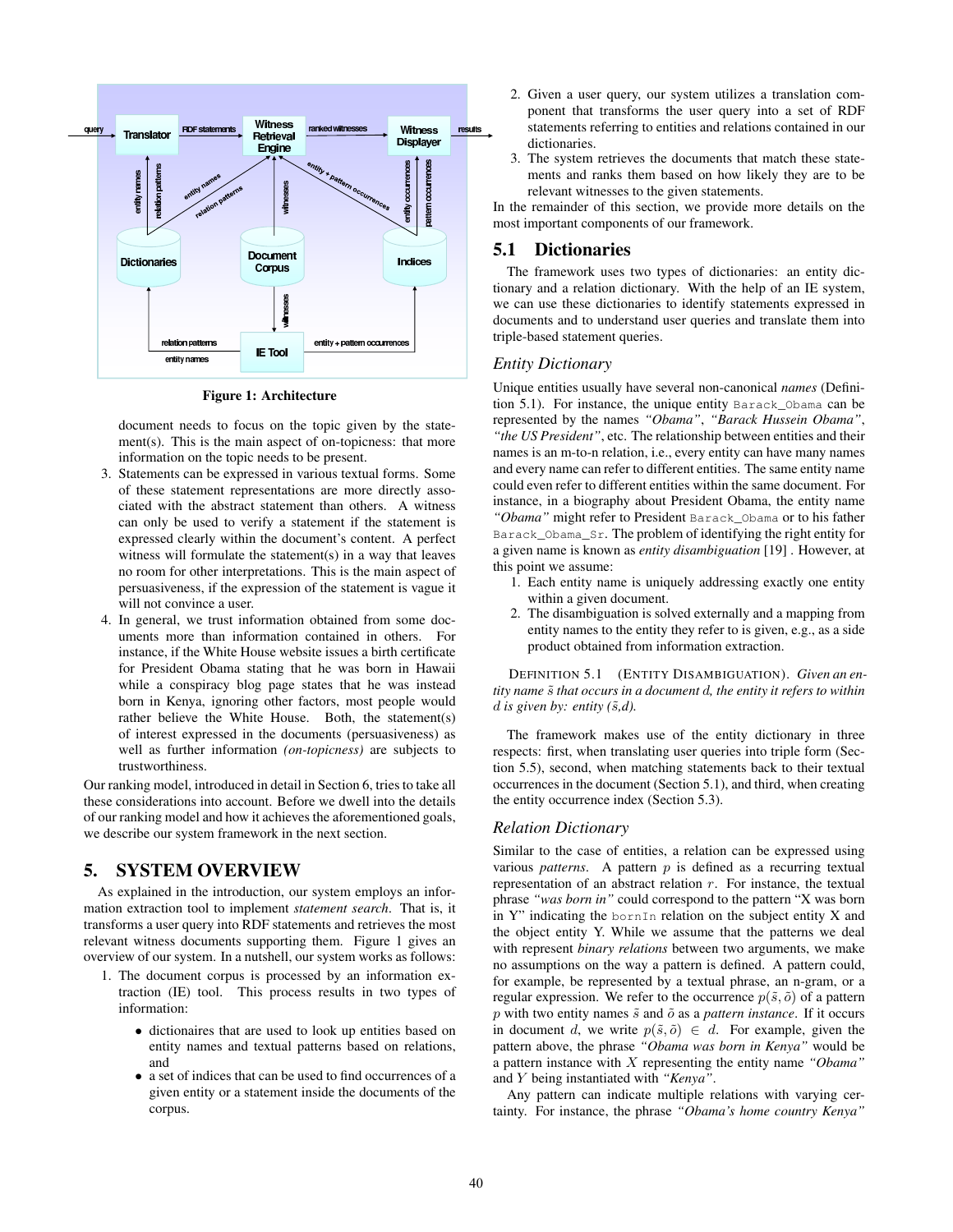Figure 1: Architecture

document needs to focus on the topic given by the statement(s). This is the main aspect of on-topicness: that more information on the topic needs to be present.

3. Statements can be expressed in various textual forms. Some of these statement representations are more directly associated with the abstract statement than others. A witness can only be used to verify a statement if the statement is expressed clearly within the document's content. A perfect witness will formulate the statement(s) in a way that leaves no room for other interpretations. This is the main aspect of persuasiveness, if the expression of the statement is vague it will not convince a user.
4. In general, we trust information obtained from some documents more than information contained in others. For instance, if the White House website issues a birth certificate for President Obama stating that he was born in Hawaii while a conspiracy blog page states that he was instead born in Kenya, ignoring other factors, most people would rather believe the White House. Both, the statement(s) of interest expressed in the documents (persuasiveness) as well as further information *(on-topicness)* are subjects to trustworthiness.

Our ranking model, introduced in detail in Section 6, tries to take all these considerations into account. Before we dwell into the details of our ranking model and how it achieves the aforementioned goals, we describe our system framework in the next section.

# 5. SYSTEM OVERVIEW

As explained in the introduction, our system employs an information extraction tool to implement *statement search*. That is, it transforms a user query into RDF statements and retrieves the most relevant witness documents supporting them. Figure 1 gives an overview of our system. In a nutshell, our system works as follows:

1. The document corpus is processed by an information extraction (IE) tool. This process results in two types of information:
   - dictionaires that are used to look up entities based on entity names and textual patterns based on relations, and
   - a set of indices that can be used to find occurrences of a given entity or a statement inside the documents of the corpus.
2. Given a user query, our system utilizes a translation component that transforms the user query into a set of RDF statements referring to entities and relations contained in our dictionaries.
3. The system retrieves the documents that match these statements and ranks them based on how likely they are to be relevant witnesses to the given statements.

In the remainder of this section, we provide more details on the most important components of our framework.

## 5.1 Dictionaries

The framework uses two types of dictionaries: an entity dictionary and a relation dictionary. With the help of an IE system, we can use these dictionaries to identify statements expressed in documents and to understand user queries and translate them into triple-based statement queries.

### *Entity Dictionary*

Unique entities usually have several non-canonical *names* (Definition 5.1). For instance, the unique entity `Barack_Obama` can be represented by the names *"Obama"*, *"Barack Hussein Obama"*, *"the US President"*, etc. The relationship between entities and their names is an m-to-n relation, i.e., every entity can have many names and every name can refer to different entities. The same entity name could even refer to different entities within the same document. For instance, in a biography about President Obama, the entity name *"Obama"* might refer to President `Barack_Obama` or to his father `Barack_Obama_Sr`. The problem of identifying the right entity for a given name is known as *entity disambiguation* [19] . However, at this point we assume:

1. Each entity name is uniquely addressing exactly one entity within a given document.
2. The disambiguation is solved externally and a mapping from entity names to the entity they refer to is given, e.g., as a side product obtained from information extraction.

DEFINITION 5.1 (ENTITY DISAMBIGUATION). *Given an entity name $\tilde{s}$ that occurs in a document $d$, the entity it refers to within $d$ is given by: entity ($\tilde{s}$,$d$).*

The framework makes use of the entity dictionary in three respects: first, when translating user queries into triple form (Section 5.5), second, when matching statements back to their textual occurrences in the document (Section 5.1), and third, when creating the entity occurrence index (Section 5.3).

### *Relation Dictionary*

Similar to the case of entities, a relation can be expressed using various *patterns*. A pattern $p$ is defined as a recurring textual representation of an abstract relation $r$. For instance, the textual phrase *"was born in"* could correspond to the pattern "X was born in Y" indicating the `bornIn` relation on the subject entity X and the object entity Y. While we assume that the patterns we deal with represent *binary relations* between two arguments, we make no assumptions on the way a pattern is defined. A pattern could, for example, be represented by a textual phrase, an n-gram, or a regular expression. We refer to the occurrence $p(\tilde{s}, \tilde{o})$ of a pattern $p$ with two entity names $\tilde{s}$ and $\tilde{o}$ as a *pattern instance*. If it occurs in document $d$, we write $p(\tilde{s}, \tilde{o}) \in d$. For example, given the pattern above, the phrase *"Obama was born in Kenya"* would be a pattern instance with $X$ representing the entity name *"Obama"* and $Y$ being instantiated with *"Kenya"*.

Any pattern can indicate multiple relations with varying certainty. For instance, the phrase *"Obama's home country Kenya"*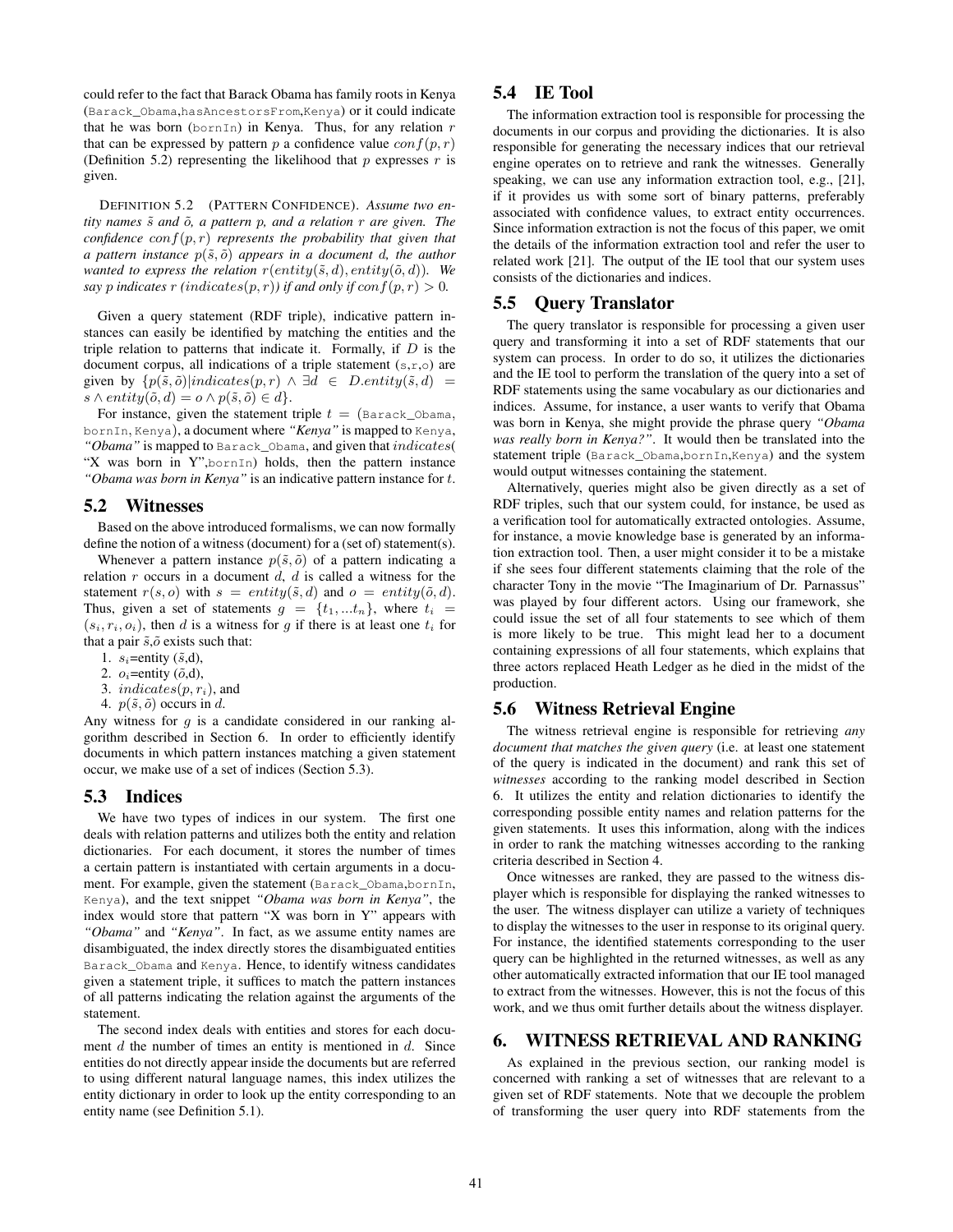could refer to the fact that Barack Obama has family roots in Kenya (`Barack_Obama`,`hasAncestorsFrom`,`Kenya`) or it could indicate that he was born (`bornIn`) in Kenya. Thus, for any relation $r$ that can be expressed by pattern $p$ a confidence value $conf(p, r)$ (Definition 5.2) representing the likelihood that $p$ expresses $r$ is given.

DEFINITION 5.2 (PATTERN CONFIDENCE). *Assume two entity names $\tilde{s}$ and $\tilde{o}$, a pattern p, and a relation r are given. The confidence $conf(p, r)$ represents the probability that given that a pattern instance $p(\tilde{s}, \tilde{o})$ appears in a document d, the author wanted to express the relation $r(entity(\tilde{s}, d), entity(\tilde{o}, d))$. We say p indicates r ($indicates(p, r)$) if and only if $conf(p, r) > 0$.*

Given a query statement (RDF triple), indicative pattern instances can easily be identified by matching the entities and the triple relation to patterns that indicate it. Formally, if $D$ is the document corpus, all indications of a triple statement (`s`,`r`,`o`) are given by $\{p(\tilde{s}, \tilde{o}) | indicates(p, r) \wedge \exists d \in D.entity(\tilde{s}, d) = s \wedge entity(\tilde{o}, d) = o \wedge p(\tilde{s}, \tilde{o}) \in d\}$.

For instance, given the statement triple $t$ = (`Barack_Obama`, `bornIn`, `Kenya`), a document where *"Kenya"* is mapped to `Kenya`, *"Obama"* is mapped to `Barack_Obama`, and given that $indicates$( "X was born in Y",`bornIn`) holds, then the pattern instance *"Obama was born in Kenya"* is an indicative pattern instance for $t$.

## 5.2 Witnesses

Based on the above introduced formalisms, we can now formally define the notion of a witness (document) for a (set of) statement(s).

Whenever a pattern instance $p(\tilde{s}, \tilde{o})$ of a pattern indicating a relation $r$ occurs in a document $d$, $d$ is called a witness for the statement $r(s, o)$ with $s = entity(\tilde{s}, d)$ and $o = entity(\tilde{o}, d)$. Thus, given a set of statements $g = \{t_1, ...t_n\}$, where $t_i = (s_i, r_i, o_i)$, then $d$ is a witness for $g$ if there is at least one $t_i$ for that a pair $\tilde{s}$,$\tilde{o}$ exists such that:

1. $s_i$=entity ($\tilde{s}$,d),
2. $o_i$=entity ($\tilde{o}$,d),
3. $indicates(p, r_i)$, and
4. $p(\tilde{s}, \tilde{o})$ occurs in $d$.

Any witness for $g$ is a candidate considered in our ranking algorithm described in Section 6. In order to efficiently identify documents in which pattern instances matching a given statement occur, we make use of a set of indices (Section 5.3).

## 5.3 Indices

We have two types of indices in our system. The first one deals with relation patterns and utilizes both the entity and relation dictionaries. For each document, it stores the number of times a certain pattern is instantiated with certain arguments in a document. For example, given the statement (`Barack_Obama`,`bornIn`, `Kenya`), and the text snippet *"Obama was born in Kenya"*, the index would store that pattern "X was born in Y" appears with *"Obama"* and *"Kenya"*. In fact, as we assume entity names are disambiguated, the index directly stores the disambiguated entities `Barack_Obama` and `Kenya`. Hence, to identify witness candidates given a statement triple, it suffices to match the pattern instances of all patterns indicating the relation against the arguments of the statement.

The second index deals with entities and stores for each document $d$ the number of times an entity is mentioned in $d$. Since entities do not directly appear inside the documents but are referred to using different natural language names, this index utilizes the entity dictionary in order to look up the entity corresponding to an entity name (see Definition 5.1).

## 5.4 IE Tool

The information extraction tool is responsible for processing the documents in our corpus and providing the dictionaries. It is also responsible for generating the necessary indices that our retrieval engine operates on to retrieve and rank the witnesses. Generally speaking, we can use any information extraction tool, e.g., [21], if it provides us with some sort of binary patterns, preferably associated with confidence values, to extract entity occurrences. Since information extraction is not the focus of this paper, we omit the details of the information extraction tool and refer the user to related work [21]. The output of the IE tool that our system uses consists of the dictionaries and indices.

## 5.5 Query Translator

The query translator is responsible for processing a given user query and transforming it into a set of RDF statements that our system can process. In order to do so, it utilizes the dictionaries and the IE tool to perform the translation of the query into a set of RDF statements using the same vocabulary as our dictionaries and indices. Assume, for instance, a user wants to verify that Obama was born in Kenya, she might provide the phrase query *"Obama was really born in Kenya?"*. It would then be translated into the statement triple (`Barack_Obama`,`bornIn`,`Kenya`) and the system would output witnesses containing the statement.

Alternatively, queries might also be given directly as a set of RDF triples, such that our system could, for instance, be used as a verification tool for automatically extracted ontologies. Assume, for instance, a movie knowledge base is generated by an information extraction tool. Then, a user might consider it to be a mistake if she sees four different statements claiming that the role of the character Tony in the movie "The Imaginarium of Dr. Parnassus" was played by four different actors. Using our framework, she could issue the set of all four statements to see which of them is more likely to be true. This might lead her to a document containing expressions of all four statements, which explains that three actors replaced Heath Ledger as he died in the midst of the production.

## 5.6 Witness Retrieval Engine

The witness retrieval engine is responsible for retrieving *any document that matches the given query* (i.e. at least one statement of the query is indicated in the document) and rank this set of *witnesses* according to the ranking model described in Section 6. It utilizes the entity and relation dictionaries to identify the corresponding possible entity names and relation patterns for the given statements. It uses this information, along with the indices in order to rank the matching witnesses according to the ranking criteria described in Section 4.

Once witnesses are ranked, they are passed to the witness displayer which is responsible for displaying the ranked witnesses to the user. The witness displayer can utilize a variety of techniques to display the witnesses to the user in response to its original query. For instance, the identified statements corresponding to the user query can be highlighted in the returned witnesses, as well as any other automatically extracted information that our IE tool managed to extract from the witnesses. However, this is not the focus of this work, and we thus omit further details about the witness displayer.

# 6. WITNESS RETRIEVAL AND RANKING

As explained in the previous section, our ranking model is concerned with ranking a set of witnesses that are relevant to a given set of RDF statements. Note that we decouple the problem of transforming the user query into RDF statements from the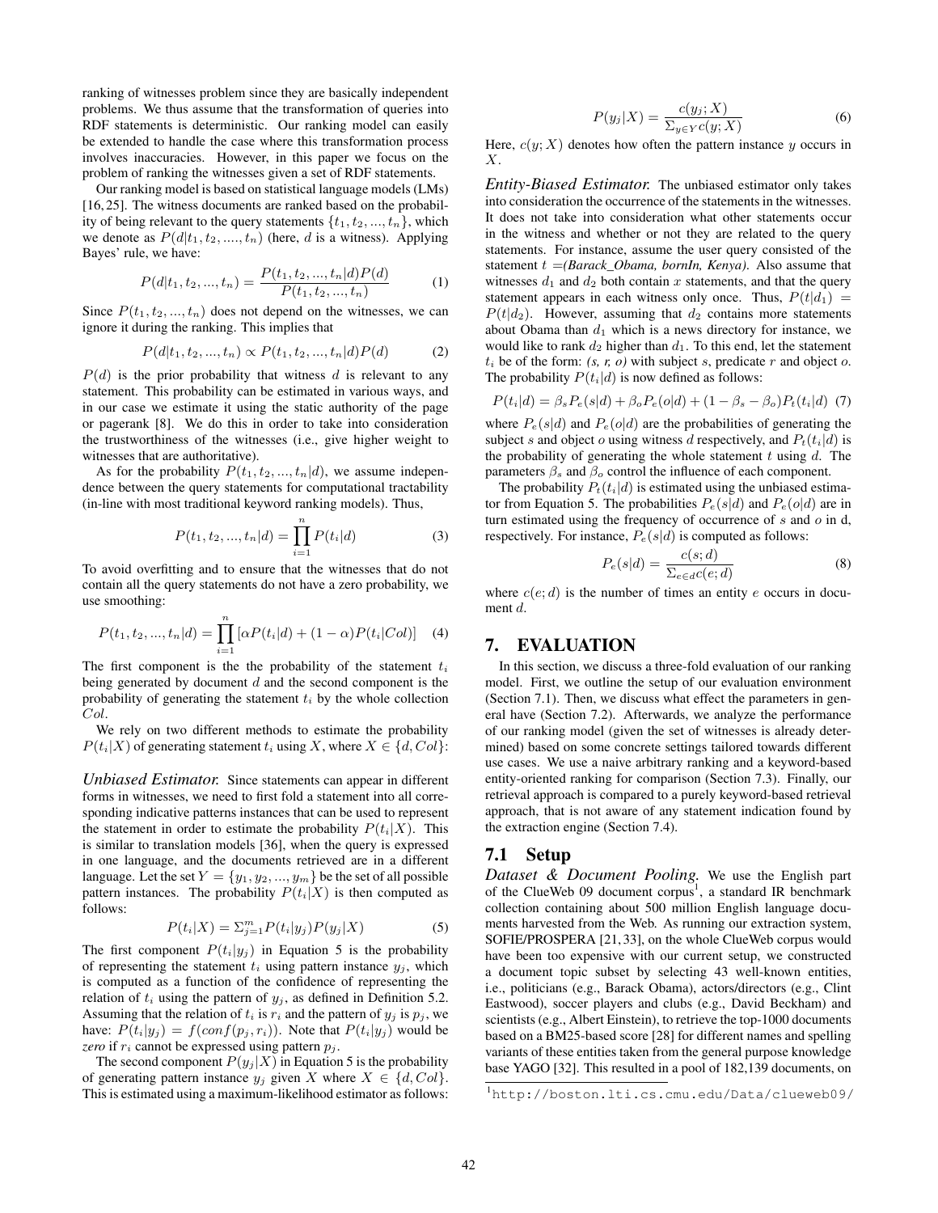ranking of witnesses problem since they are basically independent problems. We thus assume that the transformation of queries into RDF statements is deterministic. Our ranking model can easily be extended to handle the case where this transformation process involves inaccuracies. However, in this paper we focus on the problem of ranking the witnesses given a set of RDF statements.

Our ranking model is based on statistical language models (LMs) [16, 25]. The witness documents are ranked based on the probability of being relevant to the query statements $\{t_1, t_2, ..., t_n\}$, which we denote as $P(d|t_1, t_2, ...., t_n)$ (here, $d$ is a witness). Applying Bayes' rule, we have:

$$P(d|t_1, t_2, ..., t_n) = \frac{P(t_1, t_2, ..., t_n|d)P(d)}{P(t_1, t_2, ..., t_n)} \quad (1)$$

Since $P(t_1, t_2, ..., t_n)$ does not depend on the witnesses, we can ignore it during the ranking. This implies that

$$P(d|t_1, t_2, ..., t_n) \propto P(t_1, t_2, ..., t_n|d)P(d) \quad (2)$$

$P(d)$ is the prior probability that witness $d$ is relevant to any statement. This probability can be estimated in various ways, and in our case we estimate it using the static authority of the page or pagerank [8]. We do this in order to take into consideration the trustworthiness of the witnesses (i.e., give higher weight to witnesses that are authoritative).

As for the probability $P(t_1, t_2, ..., t_n|d)$, we assume independence between the query statements for computational tractability (in-line with most traditional keyword ranking models). Thus,

$$P(t_1, t_2, ..., t_n|d) = \prod_{i=1}^{n} P(t_i|d) \quad (3)$$

To avoid overfitting and to ensure that the witnesses that do not contain all the query statements do not have a zero probability, we use smoothing:

$$P(t_1, t_2, ..., t_n|d) = \prod_{i=1}^{n} [\alpha P(t_i|d) + (1 - \alpha)P(t_i|Col)] \quad (4)$$

The first component is the the probability of the statement $t_i$ being generated by document $d$ and the second component is the probability of generating the statement $t_i$ by the whole collection $Col$.

We rely on two different methods to estimate the probability $P(t_i|X)$ of generating statement $t_i$ using $X$, where $X \in \{d, Col\}$:

***Unbiased Estimator.*** Since statements can appear in different forms in witnesses, we need to first fold a statement into all corresponding indicative patterns instances that can be used to represent the statement in order to estimate the probability $P(t_i|X)$. This is similar to translation models [36], when the query is expressed in one language, and the documents retrieved are in a different language. Let the set $Y = \{y_1, y_2, ..., y_m\}$ be the set of all possible pattern instances. The probability $P(t_i|X)$ is then computed as follows:

$$P(t_i|X) = \Sigma_{j=1}^{m} P(t_i|y_j)P(y_j|X) \quad (5)$$

The first component $P(t_i|y_j)$ in Equation 5 is the probability of representing the statement $t_i$ using pattern instance $y_j$, which is computed as a function of the confidence of representing the relation of $t_i$ using the pattern of $y_j$, as defined in Definition 5.2. Assuming that the relation of $t_i$ is $r_i$ and the pattern of $y_j$ is $p_j$, we have: $P(t_i|y_j) = f(conf(p_j, r_i))$. Note that $P(t_i|y_j)$ would be *zero* if $r_i$ cannot be expressed using pattern $p_j$.

The second component $P(y_j|X)$ in Equation 5 is the probability of generating pattern instance $y_j$ given $X$ where $X \in \{d, Col\}$. This is estimated using a maximum-likelihood estimator as follows:

$$P(y_j|X) = \frac{c(y_j; X)}{\Sigma_{y \in Y} c(y; X)} \quad (6)$$

Here, $c(y; X)$ denotes how often the pattern instance $y$ occurs in $X$.

***Entity-Biased Estimator.*** The unbiased estimator only takes into consideration the occurrence of the statements in the witnesses. It does not take into consideration what other statements occur in the witness and whether or not they are related to the query statements. For instance, assume the user query consisted of the statement $t$ =*(Barack_Obama, bornIn, Kenya)*. Also assume that witnesses $d_1$ and $d_2$ both contain $x$ statements, and that the query statement appears in each witness only once. Thus, $P(t|d_1) = P(t|d_2)$. However, assuming that $d_2$ contains more statements about Obama than $d_1$ which is a news directory for instance, we would like to rank $d_2$ higher than $d_1$. To this end, let the statement $t_i$ be of the form: *(s, r, o)* with subject $s$, predicate $r$ and object $o$. The probability $P(t_i|d)$ is now defined as follows:

$$P(t_i|d) = \beta_s P_e(s|d) + \beta_o P_e(o|d) + (1 - \beta_s - \beta_o)P_t(t_i|d) \quad (7)$$

where $P_e(s|d)$ and $P_e(o|d)$ are the probabilities of generating the subject $s$ and object $o$ using witness $d$ respectively, and $P_t(t_i|d)$ is the probability of generating the whole statement $t$ using $d$. The parameters $\beta_s$ and $\beta_o$ control the influence of each component.

The probability $P_t(t_i|d)$ is estimated using the unbiased estimator from Equation 5. The probabilities $P_e(s|d)$ and $P_e(o|d)$ are in turn estimated using the frequency of occurrence of $s$ and $o$ in d, respectively. For instance, $P_e(s|d)$ is computed as follows:

$$P_e(s|d) = \frac{c(s; d)}{\Sigma_{e \in d} c(e; d)} \quad (8)$$

where $c(e; d)$ is the number of times an entity $e$ occurs in document $d$.

# 7. EVALUATION

In this section, we discuss a three-fold evaluation of our ranking model. First, we outline the setup of our evaluation environment (Section 7.1). Then, we discuss what effect the parameters in general have (Section 7.2). Afterwards, we analyze the performance of our ranking model (given the set of witnesses is already determined) based on some concrete settings tailored towards different use cases. We use a naive arbitrary ranking and a keyword-based entity-oriented ranking for comparison (Section 7.3). Finally, our retrieval approach is compared to a purely keyword-based retrieval approach, that is not aware of any statement indication found by the extraction engine (Section 7.4).

## 7.1 Setup

***Dataset & Document Pooling.*** We use the English part of the ClueWeb 09 document corpus[1], a standard IR benchmark collection containing about 500 million English language documents harvested from the Web. As running our extraction system, SOFIE/PROSPERA [21, 33], on the whole ClueWeb corpus would have been too expensive with our current setup, we constructed a document topic subset by selecting 43 well-known entities, i.e., politicians (e.g., Barack Obama), actors/directors (e.g., Clint Eastwood), soccer players and clubs (e.g., David Beckham) and scientists (e.g., Albert Einstein), to retrieve the top-1000 documents based on a BM25-based score [28] for different names and spelling variants of these entities taken from the general purpose knowledge base YAGO [32]. This resulted in a pool of 182,139 documents, on

[1] http://boston.lti.cs.cmu.edu/Data/clueweb09/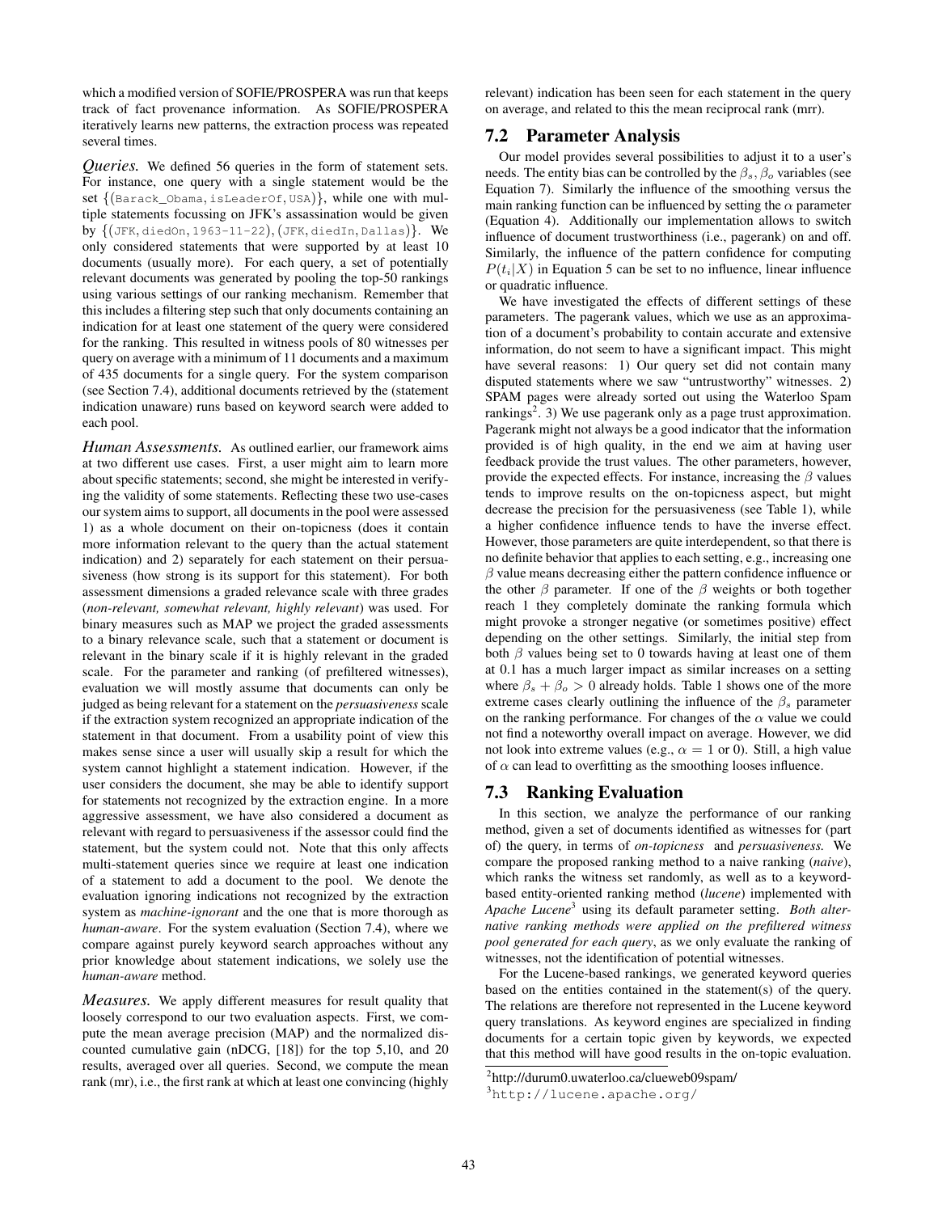which a modified version of SOFIE/PROSPERA was run that keeps track of fact provenance information. As SOFIE/PROSPERA iteratively learns new patterns, the extraction process was repeated several times.

*Queries.* We defined 56 queries in the form of statement sets. For instance, one query with a single statement would be the set $\{(\texttt{Barack\_Obama}, \texttt{isLeaderOf}, \texttt{USA})\}$, while one with multiple statements focussing on JFK's assassination would be given by $\{(\texttt{JFK}, \texttt{diedOn}, \texttt{1963-11-22}), (\texttt{JFK}, \texttt{diedIn}, \texttt{Dallas})\}$. We only considered statements that were supported by at least 10 documents (usually more). For each query, a set of potentially relevant documents was generated by pooling the top-50 rankings using various settings of our ranking mechanism. Remember that this includes a filtering step such that only documents containing an indication for at least one statement of the query were considered for the ranking. This resulted in witness pools of 80 witnesses per query on average with a minimum of 11 documents and a maximum of 435 documents for a single query. For the system comparison (see Section 7.4), additional documents retrieved by the (statement indication unaware) runs based on keyword search were added to each pool.

*Human Assessments.* As outlined earlier, our framework aims at two different use cases. First, a user might aim to learn more about specific statements; second, she might be interested in verifying the validity of some statements. Reflecting these two use-cases our system aims to support, all documents in the pool were assessed 1) as a whole document on their on-topicness (does it contain more information relevant to the query than the actual statement indication) and 2) separately for each statement on their persuasiveness (how strong is its support for this statement). For both assessment dimensions a graded relevance scale with three grades (*non-relevant, somewhat relevant, highly relevant*) was used. For binary measures such as MAP we project the graded assessments to a binary relevance scale, such that a statement or document is relevant in the binary scale if it is highly relevant in the graded scale. For the parameter and ranking (of prefiltered witnesses), evaluation we will mostly assume that documents can only be judged as being relevant for a statement on the *persuasiveness* scale if the extraction system recognized an appropriate indication of the statement in that document. From a usability point of view this makes sense since a user will usually skip a result for which the system cannot highlight a statement indication. However, if the user considers the document, she may be able to identify support for statements not recognized by the extraction engine. In a more aggressive assessment, we have also considered a document as relevant with regard to persuasiveness if the assessor could find the statement, but the system could not. Note that this only affects multi-statement queries since we require at least one indication of a statement to add a document to the pool. We denote the evaluation ignoring indications not recognized by the extraction system as *machine-ignorant* and the one that is more thorough as *human-aware*. For the system evaluation (Section 7.4), where we compare against purely keyword search approaches without any prior knowledge about statement indications, we solely use the *human-aware* method.

*Measures.* We apply different measures for result quality that loosely correspond to our two evaluation aspects. First, we compute the mean average precision (MAP) and the normalized discounted cumulative gain (nDCG, [18]) for the top 5,10, and 20 results, averaged over all queries. Second, we compute the mean rank (mr), i.e., the first rank at which at least one convincing (highly relevant) indication has been seen for each statement in the query on average, and related to this the mean reciprocal rank (mrr).

## 7.2 Parameter Analysis

Our model provides several possibilities to adjust it to a user's needs. The entity bias can be controlled by the $\beta_s, \beta_o$ variables (see Equation 7). Similarly the influence of the smoothing versus the main ranking function can be influenced by setting the $\alpha$ parameter (Equation 4). Additionally our implementation allows to switch influence of document trustworthiness (i.e., pagerank) on and off. Similarly, the influence of the pattern confidence for computing $P(t_i|X)$ in Equation 5 can be set to no influence, linear influence or quadratic influence.

We have investigated the effects of different settings of these parameters. The pagerank values, which we use as an approximation of a document's probability to contain accurate and extensive information, do not seem to have a significant impact. This might have several reasons: 1) Our query set did not contain many disputed statements where we saw "untrustworthy" witnesses. 2) SPAM pages were already sorted out using the Waterloo Spam rankings[2]. 3) We use pagerank only as a page trust approximation. Pagerank might not always be a good indicator that the information provided is of high quality, in the end we aim at having user feedback provide the trust values. The other parameters, however, provide the expected effects. For instance, increasing the $\beta$ values tends to improve results on the on-topicness aspect, but might decrease the precision for the persuasiveness (see Table 1), while a higher confidence influence tends to have the inverse effect. However, those parameters are quite interdependent, so that there is no definite behavior that applies to each setting, e.g., increasing one $\beta$ value means decreasing either the pattern confidence influence or the other $\beta$ parameter. If one of the $\beta$ weights or both together reach 1 they completely dominate the ranking formula which might provoke a stronger negative (or sometimes positive) effect depending on the other settings. Similarly, the initial step from both $\beta$ values being set to 0 towards having at least one of them at 0.1 has a much larger impact as similar increases on a setting where $\beta_s + \beta_o > 0$ already holds. Table 1 shows one of the more extreme cases clearly outlining the influence of the $\beta_s$ parameter on the ranking performance. For changes of the $\alpha$ value we could not find a noteworthy overall impact on average. However, we did not look into extreme values (e.g., $\alpha = 1$ or 0). Still, a high value of $\alpha$ can lead to overfitting as the smoothing looses influence.

## 7.3 Ranking Evaluation

In this section, we analyze the performance of our ranking method, given a set of documents identified as witnesses for (part of) the query, in terms of *on-topicness* and *persuasiveness.* We compare the proposed ranking method to a naive ranking (*naive*), which ranks the witness set randomly, as well as to a keyword-based entity-oriented ranking method (*lucene*) implemented with *Apache Lucene*[3] using its default parameter setting. *Both alternative ranking methods were applied on the prefiltered witness pool generated for each query*, as we only evaluate the ranking of witnesses, not the identification of potential witnesses.

For the Lucene-based rankings, we generated keyword queries based on the entities contained in the statement(s) of the query. The relations are therefore not represented in the Lucene keyword query translations. As keyword engines are specialized in finding documents for a certain topic given by keywords, we expected that this method will have good results in the on-topic evaluation.

[2] http://durum0.uwaterloo.ca/clueweb09spam/

[3] http://lucene.apache.org/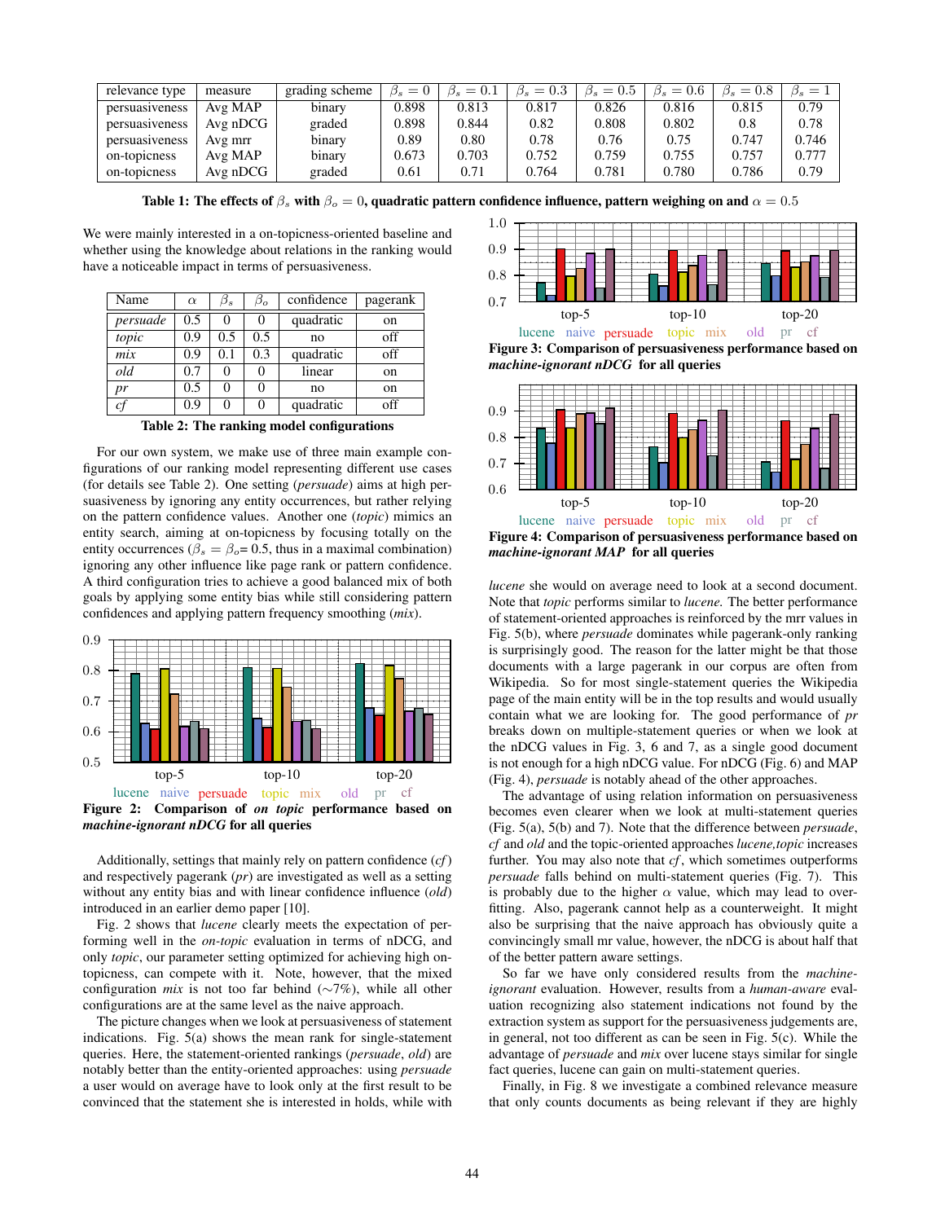| relevance type | measure | grading scheme | $\beta_s = 0$ | $\beta_s = 0.1$ | $\beta_s = 0.3$ | $\beta_s = 0.5$ | $\beta_s = 0.6$ | $\beta_s = 0.8$ | $\beta_s = 1$ |
|---|---|---|---|---|---|---|---|---|---|
| persuasiveness | Avg MAP | binary | 0.898 | 0.813 | 0.817 | 0.826 | 0.816 | 0.815 | 0.79 |
| persuasiveness | Avg nDCG | graded | 0.898 | 0.844 | 0.82 | 0.808 | 0.802 | 0.8 | 0.78 |
| persuasiveness | Avg mrr | binary | 0.89 | 0.80 | 0.78 | 0.76 | 0.75 | 0.747 | 0.746 |
| on-topicness | Avg MAP | binary | 0.673 | 0.703 | 0.752 | 0.759 | 0.755 | 0.757 | 0.777 |
| on-topicness | Avg nDCG | graded | 0.61 | 0.71 | 0.764 | 0.781 | 0.780 | 0.786 | 0.79 |

**Table 1: The effects of $\beta_s$ with $\beta_o = 0$, quadratic pattern confidence influence, pattern weighing on and $\alpha = 0.5$**

We were mainly interested in a on-topicness-oriented baseline and whether using the knowledge about relations in the ranking would have a noticeable impact in terms of persuasiveness.

| Name | $\alpha$ | $\beta_s$ | $\beta_o$ | confidence | pagerank |
|---|---|---|---|---|---|
| *persuade* | 0.5 | 0 | 0 | quadratic | on |
| *topic* | 0.9 | 0.5 | 0.5 | no | off |
| *mix* | 0.9 | 0.1 | 0.3 | quadratic | off |
| *old* | 0.7 | 0 | 0 | linear | on |
| *pr* | 0.5 | 0 | 0 | no | on |
| *cf* | 0.9 | 0 | 0 | quadratic | off |

**Table 2: The ranking model configurations**

For our own system, we make use of three main example configurations of our ranking model representing different use cases (for details see Table 2). One setting (*persuade*) aims at high persuasiveness by ignoring any entity occurrences, but rather relying on the pattern confidence values. Another one (*topic*) mimics an entity search, aiming at on-topicness by focusing totally on the entity occurrences ($\beta_s = \beta_o$= 0.5, thus in a maximal combination) ignoring any other influence like page rank or pattern confidence. A third configuration tries to achieve a good balanced mix of both goals by applying some entity bias while still considering pattern confidences and applying pattern frequency smoothing (*mix*).

**Figure 2: Comparison of *on topic* performance based on *machine-ignorant nDCG* for all queries**

Additionally, settings that mainly rely on pattern confidence (*cf*) and respectively pagerank (*pr*) are investigated as well as a setting without any entity bias and with linear confidence influence (*old*) introduced in an earlier demo paper [10].

Fig. 2 shows that *lucene* clearly meets the expectation of performing well in the *on-topic* evaluation in terms of nDCG, and only *topic*, our parameter setting optimized for achieving high on-topicness, can compete with it. Note, however, that the mixed configuration *mix* is not too far behind ($\sim$7%), while all other configurations are at the same level as the naive approach.

The picture changes when we look at persuasiveness of statement indications. Fig. 5(a) shows the mean rank for single-statement queries. Here, the statement-oriented rankings (*persuade*, *old*) are notably better than the entity-oriented approaches: using *persuade* a user would on average have to look only at the first result to be convinced that the statement she is interested in holds, while with *lucene* she would on average need to look at a second document. Note that *topic* performs similar to *lucene*. The better performance of statement-oriented approaches is reinforced by the mrr values in Fig. 5(b), where *persuade* dominates while pagerank-only ranking is surprisingly good. The reason for the latter might be that those documents with a large pagerank in our corpus are often from Wikipedia. So for most single-statement queries the Wikipedia page of the main entity will be in the top results and would usually contain what we are looking for. The good performance of *pr* breaks down on multiple-statement queries or when we look at the nDCG values in Fig. 3, 6 and 7, as a single good document is not enough for a high nDCG value. For nDCG (Fig. 6) and MAP (Fig. 4), *persuade* is notably ahead of the other approaches.

**Figure 3: Comparison of persuasiveness performance based on *machine-ignorant nDCG* for all queries**

**Figure 4: Comparison of persuasiveness performance based on *machine-ignorant MAP* for all queries**

The advantage of using relation information on persuasiveness becomes even clearer when we look at multi-statement queries (Fig. 5(a), 5(b) and 7). Note that the difference between *persuade*, *cf* and *old* and the topic-oriented approaches *lucene,topic* increases further. You may also note that *cf*, which sometimes outperforms *persuade* falls behind on multi-statement queries (Fig. 7). This is probably due to the higher $\alpha$ value, which may lead to over-fitting. Also, pagerank cannot help as a counterweight. It might also be surprising that the naive approach has obviously quite a convincingly small mr value, however, the nDCG is about half that of the better pattern aware settings.

So far we have only considered results from the *machine-ignorant* evaluation. However, results from a *human-aware* evaluation recognizing also statement indications not found by the extraction system as support for the persuasiveness judgements are, in general, not too different as can be seen in Fig. 5(c). While the advantage of *persuade* and *mix* over lucene stays similar for single fact queries, lucene can gain on multi-statement queries.

Finally, in Fig. 8 we investigate a combined relevance measure that only counts documents as being relevant if they are highly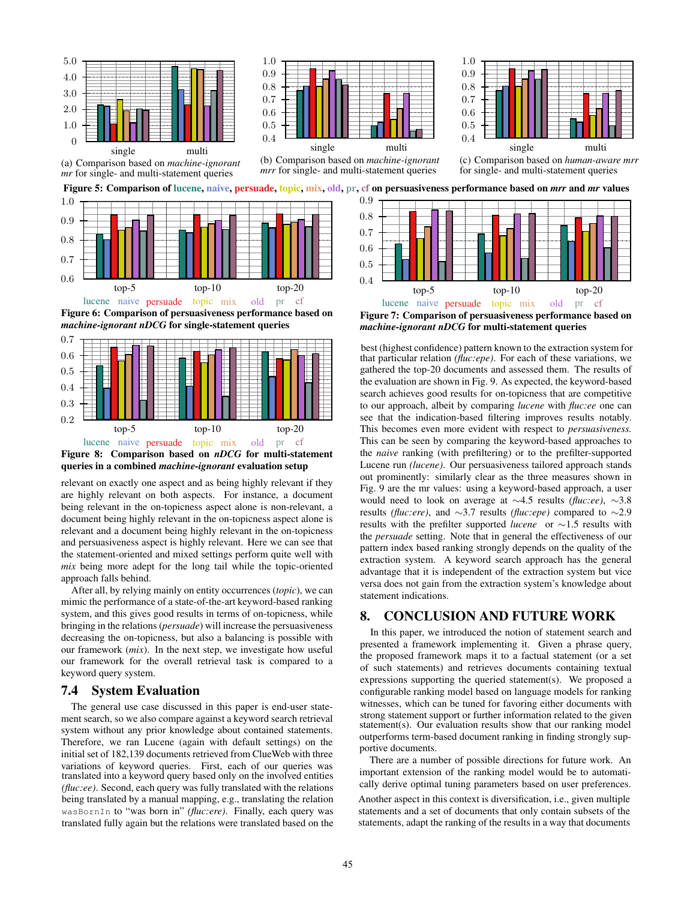(a) Comparison based on *machine-ignorant mr* for single- and multi-statement queries

(b) Comparison based on *machine-ignorant mrr* for single- and multi-statement queries

(c) Comparison based on *human-aware mrr* for single- and multi-statement queries

**Figure 5: Comparison of lucene, naive, persuade, topic, mix, old, pr, cf on persuasiveness performance based on *mrr* and *mr* values**

**Figure 6: Comparison of persuasiveness performance based on *machine-ignorant nDCG* for single-statement queries**

**Figure 7: Comparison of persuasiveness performance based on *machine-ignorant nDCG* for multi-statement queries**

**Figure 8: Comparison based on *nDCG* for multi-statement queries in a combined *machine-ignorant* evaluation setup**

relevant on exactly one aspect and as being highly relevant if they are highly relevant on both aspects. For instance, a document being relevant in the on-topicness aspect alone is non-relevant, a document being highly relevant in the on-topicness aspect alone is relevant and a document being highly relevant in the on-topicness and persuasiveness aspect is highly relevant. Here we can see that the statement-oriented and mixed settings perform quite well with *mix* being more adept for the long tail while the topic-oriented approach falls behind.

After all, by relying mainly on entity occurrences (*topic*), we can mimic the performance of a state-of-the-art keyword-based ranking system, and this gives good results in terms of on-topicness, while bringing in the relations (*persuade*) will increase the persuasiveness decreasing the on-topicness, but also a balancing is possible with our framework (*mix*). In the next step, we investigate how useful our framework for the overall retrieval task is compared to a keyword query system.

## 7.4 System Evaluation

The general use case discussed in this paper is end-user statement search, so we also compare against a keyword search retrieval system without any prior knowledge about contained statements. Therefore, we ran Lucene (again with default settings) on the initial set of 182,139 documents retrieved from ClueWeb with three variations of keyword queries. First, each of our queries was translated into a keyword query based only on the involved entities *(fluc:ee)*. Second, each query was fully translated with the relations being translated by a manual mapping, e.g., translating the relation `wasBornIn` to "was born in" *(fluc:ere)*. Finally, each query was translated fully again but the relations were translated based on the best (highest confidence) pattern known to the extraction system for that particular relation *(fluc:epe)*. For each of these variations, we gathered the top-20 documents and assessed them. The results of the evaluation are shown in Fig. 9. As expected, the keyword-based search achieves good results for on-topicness that are competitive to our approach, albeit by comparing *lucene* with *fluc:ee* one can see that the indication-based filtering improves results notably. This becomes even more evident with respect to *persuasiveness.* This can be seen by comparing the keyword-based approaches to the *naive* ranking (with prefiltering) or to the prefilter-supported Lucene run *(lucene)*. Our persuasiveness tailored approach stands out prominently: similarly clear as the three measures shown in Fig. 9 are the mr values: using a keyword-based approach, a user would need to look on average at ∼4.5 results *(fluc:ee)*, ∼3.8 results *(fluc:ere)*, and ∼3.7 results *(fluc:epe)* compared to ∼2.9 results with the prefilter supported *lucene* or ∼1.5 results with the *persuade* setting. Note that in general the effectiveness of our pattern index based ranking strongly depends on the quality of the extraction system. A keyword search approach has the general advantage that it is independent of the extraction system but vice versa does not gain from the extraction system's knowledge about statement indications.

# 8. CONCLUSION AND FUTURE WORK

In this paper, we introduced the notion of statement search and presented a framework implementing it. Given a phrase query, the proposed framework maps it to a factual statement (or a set of such statements) and retrieves documents containing textual expressions supporting the queried statement(s). We proposed a configurable ranking model based on language models for ranking witnesses, which can be tuned for favoring either documents with strong statement support or further information related to the given statement(s). Our evaluation results show that our ranking model outperforms term-based document ranking in finding strongly supportive documents.

There are a number of possible directions for future work. An important extension of the ranking model would be to automatically derive optimal tuning parameters based on user preferences. Another aspect in this context is diversification, i.e., given multiple statements and a set of documents that only contain subsets of the statements, adapt the ranking of the results in a way that documents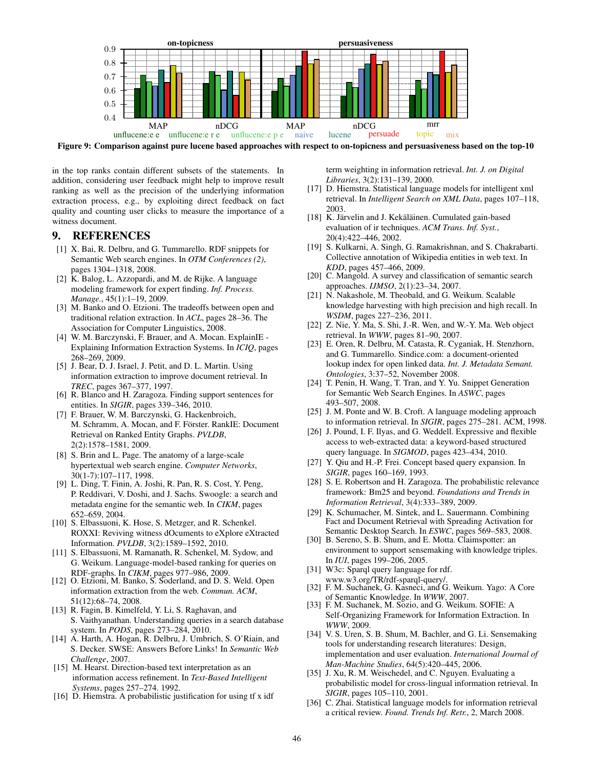on-topicness
persuasiveness

0.9
0.8
0.7
0.6
0.5
0.4

MAP
nDCG
MAP
nDCG
mrr

unflucene:e e
unflucene:e r e
unflucene:e p e
naive
lucene
persuade
topic
mix

**Figure 9: Comparison against pure lucene based approaches with respect to on-topicness and persuasiveness based on the top-10**

in the top ranks contain different subsets of the statements. In addition, considering user feedback might help to improve result ranking as well as the precision of the underlying information extraction process, e.g., by exploiting direct feedback on fact quality and counting user clicks to measure the importance of a witness document.

## 9. REFERENCES

[1] X. Bai, R. Delbru, and G. Tummarello. RDF snippets for Semantic Web search engines. In *OTM Conferences (2)*, pages 1304–1318, 2008.

[2] K. Balog, L. Azzopardi, and M. de Rijke. A language modeling framework for expert finding. *Inf. Process. Manage.*, 45(1):1–19, 2009.

[3] M. Banko and O. Etzioni. The tradeoffs between open and traditional relation extraction. In *ACL*, pages 28–36. The Association for Computer Linguistics, 2008.

[4] W. M. Barczynski, F. Brauer, and A. Mocan. ExplainIE - Explaining Information Extraction Systems. In *ICIQ*, pages 268–269, 2009.

[5] J. Bear, D. J. Israel, J. Petit, and D. L. Martin. Using information extraction to improve document retrieval. In *TREC*, pages 367–377, 1997.

[6] R. Blanco and H. Zaragoza. Finding support sentences for entities. In *SIGIR*, pages 339–346, 2010.

[7] F. Brauer, W. M. Barczynski, G. Hackenbroich, M. Schramm, A. Mocan, and F. Förster. RankIE: Document Retrieval on Ranked Entity Graphs. *PVLDB*, 2(2):1578–1581, 2009.

[8] S. Brin and L. Page. The anatomy of a large-scale hypertextual web search engine. *Computer Networks*, 30(1-7):107–117, 1998.

[9] L. Ding, T. Finin, A. Joshi, R. Pan, R. S. Cost, Y. Peng, P. Reddivari, V. Doshi, and J. Sachs. Swoogle: a search and metadata engine for the semantic web. In *CIKM*, pages 652–659, 2004.

[10] S. Elbassuoni, K. Hose, S. Metzger, and R. Schenkel. ROXXI: Reviving witness dOcuments to eXplore eXtracted Information. *PVLDB*, 3(2):1589–1592, 2010.

[11] S. Elbassuoni, M. Ramanath, R. Schenkel, M. Sydow, and G. Weikum. Language-model-based ranking for queries on RDF-graphs. In *CIKM*, pages 977–986, 2009.

[12] O. Etzioni, M. Banko, S. Soderland, and D. S. Weld. Open information extraction from the web. *Commun. ACM*, 51(12):68–74, 2008.

[13] R. Fagin, B. Kimelfeld, Y. Li, S. Raghavan, and S. Vaithyanathan. Understanding queries in a search database system. In *PODS*, pages 273–284, 2010.

[14] A. Harth, A. Hogan, R. Delbru, J. Umbrich, S. O'Riain, and S. Decker. SWSE: Answers Before Links! In *Semantic Web Challenge*, 2007.

[15] M. Hearst. Direction-based text interpretation as an information access refinement. In *Text-Based Intelligent Systems*, pages 257–274. 1992.

[16] D. Hiemstra. A probabilistic justification for using tf x idf term weighting in information retrieval. *Int. J. on Digital Libraries*, 3(2):131–139, 2000.

[17] D. Hiemstra. Statistical language models for intelligent xml retrieval. In *Intelligent Search on XML Data*, pages 107–118, 2003.

[18] K. Järvelin and J. Kekäläinen. Cumulated gain-based evaluation of ir techniques. *ACM Trans. Inf. Syst.*, 20(4):422–446, 2002.

[19] S. Kulkarni, A. Singh, G. Ramakrishnan, and S. Chakrabarti. Collective annotation of Wikipedia entities in web text. In *KDD*, pages 457–466, 2009.

[20] C. Mangold. A survey and classification of semantic search approaches. *IJMSO*, 2(1):23–34, 2007.

[21] N. Nakashole, M. Theobald, and G. Weikum. Scalable knowledge harvesting with high precision and high recall. In *WSDM*, pages 227–236, 2011.

[22] Z. Nie, Y. Ma, S. Shi, J.-R. Wen, and W.-Y. Ma. Web object retrieval. In *WWW*, pages 81–90, 2007.

[23] E. Oren, R. Delbru, M. Catasta, R. Cyganiak, H. Stenzhorn, and G. Tummarello. Sindice.com: a document-oriented lookup index for open linked data. *Int. J. Metadata Semant. Ontologies*, 3:37–52, November 2008.

[24] T. Penin, H. Wang, T. Tran, and Y. Yu. Snippet Generation for Semantic Web Search Engines. In *ASWC*, pages 493–507, 2008.

[25] J. M. Ponte and W. B. Croft. A language modeling approach to information retrieval. In *SIGIR*, pages 275–281. ACM, 1998.

[26] J. Pound, I. F. Ilyas, and G. Weddell. Expressive and flexible access to web-extracted data: a keyword-based structured query language. In *SIGMOD*, pages 423–434, 2010.

[27] Y. Qiu and H.-P. Frei. Concept based query expansion. In *SIGIR*, pages 160–169, 1993.

[28] S. E. Robertson and H. Zaragoza. The probabilistic relevance framework: Bm25 and beyond. *Foundations and Trends in Information Retrieval*, 3(4):333–389, 2009.

[29] K. Schumacher, M. Sintek, and L. Sauermann. Combining Fact and Document Retrieval with Spreading Activation for Semantic Desktop Search. In *ESWC*, pages 569–583, 2008.

[30] B. Sereno, S. B. Shum, and E. Motta. Claimspotter: an environment to support sensemaking with knowledge triples. In *IUI*, pages 199–206, 2005.

[31] W3c: Sparql query language for rdf. www.w3.org/TR/rdf-sparql-query/.

[32] F. M. Suchanek, G. Kasneci, and G. Weikum. Yago: A Core of Semantic Knowledge. In *WWW*, 2007.

[33] F. M. Suchanek, M. Sozio, and G. Weikum. SOFIE: A Self-Organizing Framework for Information Extraction. In *WWW*, 2009.

[34] V. S. Uren, S. B. Shum, M. Bachler, and G. Li. Sensemaking tools for understanding research literatures: Design, implementation and user evaluation. *International Journal of Man-Machine Studies*, 64(5):420–445, 2006.

[35] J. Xu, R. M. Weischedel, and C. Nguyen. Evaluating a probabilistic model for cross-lingual information retrieval. In *SIGIR*, pages 105–110, 2001.

[36] C. Zhai. Statistical language models for information retrieval a critical review. *Found. Trends Inf. Retr.*, 2, March 2008.